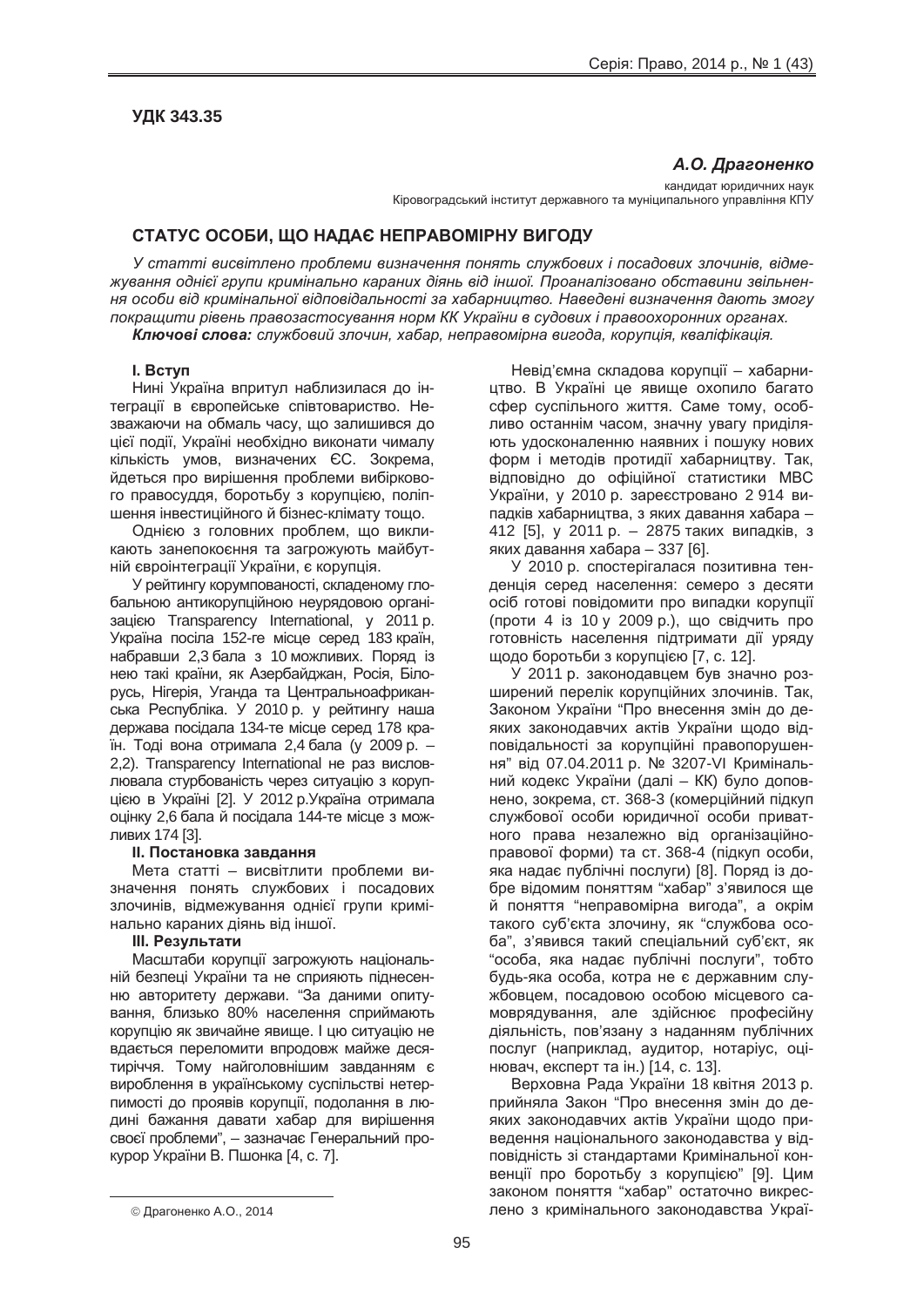**УДК 343.35**

***А.О. Драгоненко***

кандидат юридичних наук
Кіровоградський інститут державного та муніципального управління КПУ

## СТАТУС ОСОБИ, ЩО НАДАЄ НЕПРАВОМІРНУ ВИГОДУ

*У статті висвітлено проблеми визначення понять службових і посадових злочинів, відмежування однієї групи кримінально караних діянь від іншої. Проаналізовано обставини звільнення особи від кримінальної відповідальності за хабарництво. Наведені визначення дають змогу покращити рівень правозастосування норм КК України в судових і правоохоронних органах.*

***Ключові слова:*** *службовий злочин, хабар, неправомірна вигода, корупція, кваліфікація.*

### I. Вступ

Нині Україна впритул наблизилася до інтеграції в європейське співтовариство. Незважаючи на обмаль часу, що залишився до цієї події, Україні необхідно виконати чималу кількість умов, визначених ЄС. Зокрема, йдеться про вирішення проблеми вибіркового правосуддя, боротьбу з корупцією, поліпшення інвестиційного й бізнес-клімату тощо.

Однією з головних проблем, що викликають занепокоєння та загрожують майбутній євроінтеграції України, є корупція.

У рейтингу корумпованості, складеному глобальною антикорупційною неурядовою організацією Transparency International, у 2011 р. Україна посіла 152-ге місце серед 183 країн, набравши 2,3 бала з 10 можливих. Поряд із нею такі країни, як Азербайджан, Росія, Білорусь, Нігерія, Уганда та Центральноафриканська Республіка. У 2010 р. у рейтингу наша держава посідала 134-те місце серед 178 країн. Тоді вона отримала 2,4 бала (у 2009 р. – 2,2). Transparency International не раз висловлювала стурбованість через ситуацію з корупцією в Україні [2]. У 2012 р.Україна отримала оцінку 2,6 бала й посідала 144-те місце з можливих 174 [3].

### II. Постановка завдання

Мета статті – висвітлити проблеми визначення понять службових і посадових злочинів, відмежування однієї групи кримінально караних діянь від іншої.

### III. Результати

Масштаби корупції загрожують національній безпеці України та не сприяють піднесенню авторитету держави. "За даними опитування, близько 80% населення сприймають корупцію як звичайне явище. І цю ситуацію не вдається переломити впродовж майже десятиріччя. Тому найголовнішим завданням є вироблення в українському суспільстві нетерпимості до проявів корупції, подолання в людині бажання давати хабар для вирішення своєї проблеми", – зазначає Генеральний прокурор України В. Пшонка [4, с. 7].

Невід'ємна складова корупції – хабарництво. В Україні це явище охопило багато сфер суспільного життя. Саме тому, особливо останнім часом, значну увагу приділяють удосконаленню наявних і пошуку нових форм і методів протидії хабарництву. Так, відповідно до офіційної статистики МВС України, у 2010 р. зареєстровано 2 914 випадків хабарництва, з яких давання хабара – 412 [5], у 2011 р. – 2875 таких випадків, з яких давання хабара – 337 [6].

У 2010 р. спостерігалася позитивна тенденція серед населення: семеро з десяти осіб готові повідомити про випадки корупції (проти 4 із 10 у 2009 р.), що свідчить про готовність населення підтримати дії уряду щодо боротьби з корупцією [7, с. 12].

У 2011 р. законодавцем був значно розширений перелік корупційних злочинів. Так, Законом України "Про внесення змін до деяких законодавчих актів України щодо відповідальності за корупційні правопорушення" від 07.04.2011 р. № 3207-VI Кримінальний кодекс України (далі – КК) було доповнено, зокрема, ст. 368-3 (комерційний підкуп службової особи юридичної особи приватного права незалежно від організаційно-правової форми) та ст. 368-4 (підкуп особи, яка надає публічні послуги) [8]. Поряд із добре відомим поняттям "хабар" з'явилося ще й поняття "неправомірна вигода", а окрім такого суб'єкта злочину, як "службова особа", з'явився такий спеціальний суб'єкт, як "особа, яка надає публічні послуги", тобто будь-яка особа, котра не є державним службовцем, посадовою особою місцевого самоврядування, але здійснює професійну діяльність, пов'язану з наданням публічних послуг (наприклад, аудитор, нотаріус, оцінювач, експерт та ін.) [14, с. 13].

Верховна Рада України 18 квітня 2013 р. прийняла Закон "Про внесення змін до деяких законодавчих актів України щодо приведення національного законодавства у відповідність зі стандартами Кримінальної конвенції про боротьбу з корупцією" [9]. Цим законом поняття "хабар" остаточно викреслено з кримінального законодавства Украї-

© Драгоненко А.О., 2014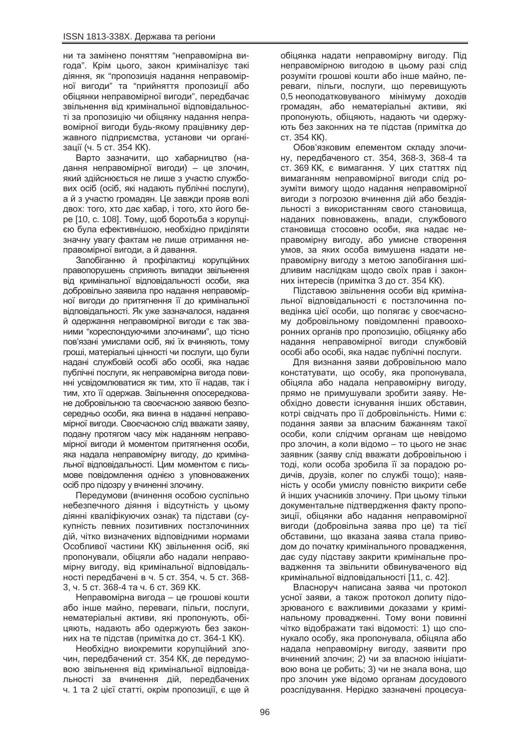ни та замінено поняттям "неправомірна вигода". Крім цього, закон криміналізує такі діяння, як "пропозиція надання неправомірної вигоди" та "прийняття пропозиції або обіцянки неправомірної вигоди", передбачає звільнення від кримінальної відповідальності за пропозицію чи обіцянку надання неправомірної вигоди будь-якому працівнику державного підприємства, установи чи організації (ч. 5 ст. 354 КК).

Варто зазначити, що хабарництво (надання неправомірної вигоди) – це злочин, який здійснюється не лише з участю службових осіб (осіб, які надають публічні послуги), а й з участю громадян. Це завжди прояв волі двох: того, хто дає хабар, і того, хто його бере [10, с. 108]. Тому, щоб боротьба з корупцією була ефективнішою, необхідно приділяти значну увагу фактам не лише отримання неправомірної вигоди, а й давання.

Запобіганню й профілактиці корупційних правопорушень сприяють випадки звільнення від кримінальної відповідальності особи, яка добровільно заявила про надання неправомірної вигоди до притягнення її до кримінальної відповідальності. Як уже зазначалося, надання й одержання неправомірної вигоди є так званими "кореспондуючими злочинами", що тісно пов'язані умислами осіб, які їх вчиняють, тому гроші, матеріальні цінності чи послуги, що були надані службовій особі або особі, яка надає публічні послуги, як неправомірна вигода повинні усвідомлюватися як тим, хто її надав, так і тим, хто її одержав. Звільнення опосередковане добровільною та своєчасною заявою безпосередньо особи, яка винна в наданні неправомірної вигоди. Своєчасною слід вважати заяву, подану протягом часу між наданням неправомірної вигоди й моментом притягнення особи, яка надала неправомірну вигоду, до кримінальної відповідальності. Цим моментом є письмове повідомлення однією з уповноважених осіб про підозру у вчиненні злочину.

Передумови (вчинення особою суспільно небезпечного діяння і відсутність у цьому діянні кваліфікуючих ознак) та підстави (сукупність певних позитивних постзлочинних дій, чітко визначених відповідними нормами Особливої частини КК) звільнення осіб, які пропонували, обіцяли або надали неправомірну вигоду, від кримінальної відповідальності передбачені в ч. 5 ст. 354, ч. 5 ст. 368-3, ч. 5 ст. 368-4 та ч. 6 ст. 369 КК.

Неправомірна вигода – це грошові кошти або інше майно, переваги, пільги, послуги, нематеріальні активи, які пропонують, обіцяють, надають або одержують без законних на те підстав (примітка до ст. 364-1 КК).

Необхідно виокремити корупційний злочин, передбачений ст. 354 КК, де передумовою звільнення від кримінальної відповідальності за вчинення дій, передбачених ч. 1 та 2 цієї статті, окрім пропозиції, є ще й обіцянка надати неправомірну вигоду. Під неправомірною вигодою в цьому разі слід розуміти грошові кошти або інше майно, переваги, пільги, послуги, що перевищують 0,5 неоподатковуваного мінімуму доходів громадян, або нематеріальні активи, які пропонують, обіцяють, надають чи одержують без законних на те підстав (примітка до ст. 354 КК).

Обов'язковим елементом складу злочину, передбаченого ст. 354, 368-3, 368-4 та ст. 369 КК, є вимагання. У цих статтях під вимаганням неправомірної вигоди слід розуміти вимогу щодо надання неправомірної вигоди з погрозою вчинення дій або бездіяльності з використанням свого становища, наданих повноважень, влади, службового становища стосовно особи, яка надає неправомірну вигоду, або умисне створення умов, за яких особа вимушена надати неправомірну вигоду з метою запобігання шкідливим наслідкам щодо своїх прав і законних інтересів (примітка 3 до ст. 354 КК).

Підставою звільнення особи від кримінальної відповідальності є постзлочинна поведінка цієї особи, що полягає у своєчасному добровільному повідомленні правоохоронних органів про пропозицію, обіцянку або надання неправомірної вигоди службовій особі або особі, яка надає публічні послуги.

Для визнання заяви добровільною мало констатувати, що особу, яка пропонувала, обіцяла або надала неправомірну вигоду, прямо не примушували зробити заяву. Необхідно довести існування інших обставин, котрі свідчать про її добровільність. Ними є: подання заяви за власним бажанням такої особи, коли слідчим органам ще невідомо про злочин, а коли відомо – то цього не знає заявник (заяву слід вважати добровільною і тоді, коли особа зробила її за порадою родичів, друзів, колег по службі тощо); наявність у особи умислу повністю викрити себе й інших учасників злочину. При цьому тільки документальне підтвердження факту пропозиції, обіцянки або надання неправомірної вигоди (добровільна заява про це) та тієї обставини, що вказана заява стала приводом до початку кримінального провадження, дає суду підставу закрити кримінальне провадження та звільнити обвинуваченого від кримінальної відповідальності [11, с. 42].

Власноруч написана заява чи протокол усної заяви, а також протокол допиту підозрюваного є важливими доказами у кримінальному провадженні. Тому вони повинні чітко відображати такі відомості: 1) що спонукало особу, яка пропонувала, обіцяла або надала неправомірну вигоду, заявити про вчинений злочин; 2) чи за власною ініціативою вона це робить; 3) чи не знала вона, що про злочин уже відомо органам досудового розслідування. Нерідко зазначені процесуа-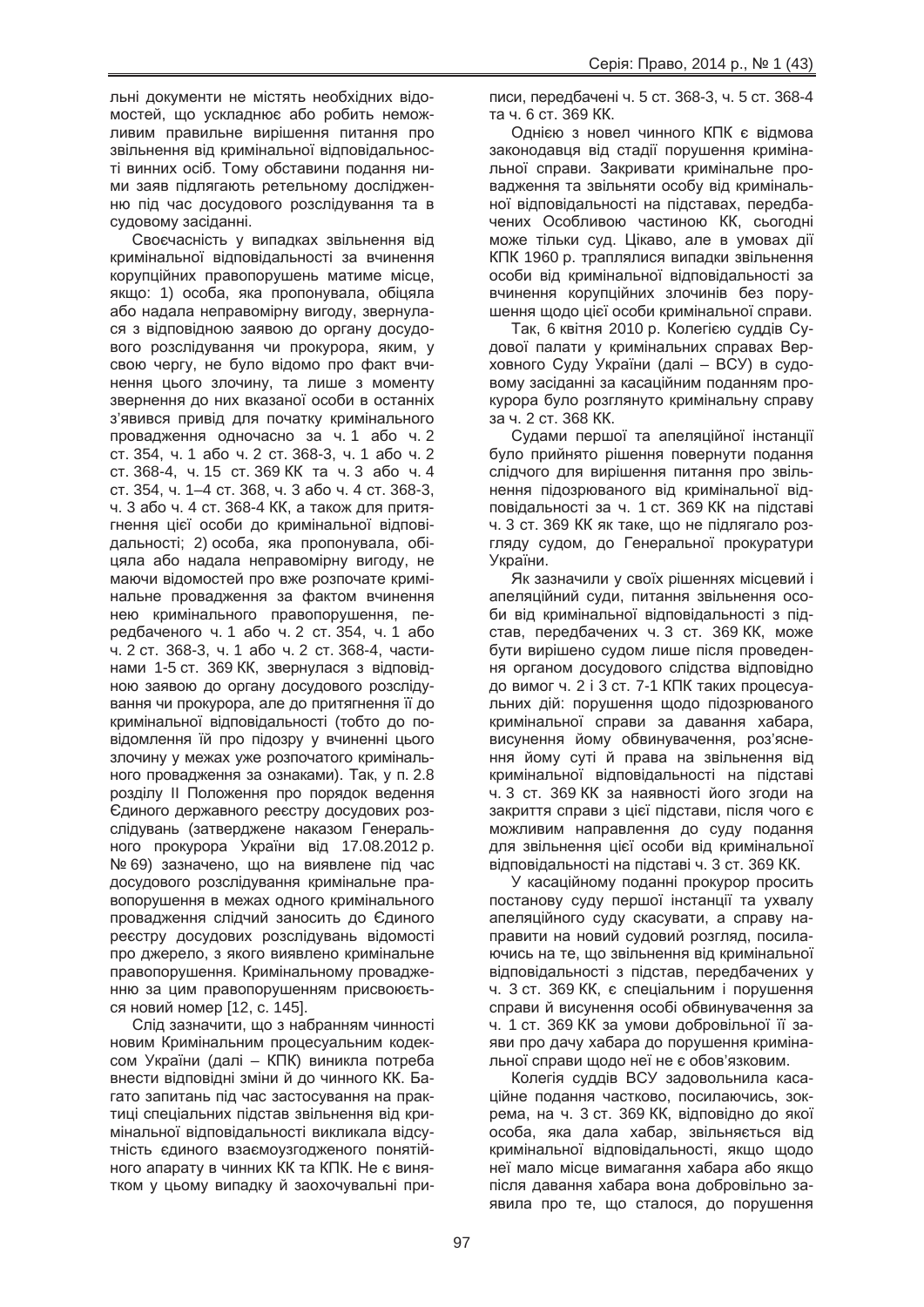льні документи не містять необхідних відомостей, що ускладнює або робить неможливим правильне вирішення питання про звільнення від кримінальної відповідальності винних осіб. Тому обставини подання ними заяв підлягають ретельному дослідженню під час досудового розслідування та в судовому засіданні.

Своєчасність у випадках звільнення від кримінальної відповідальності за вчинення корупційних правопорушень матиме місце, якщо: 1) особа, яка пропонувала, обіцяла або надала неправомірну вигоду, звернулася з відповідною заявою до органу досудового розслідування чи прокурора, яким, у свою чергу, не було відомо про факт вчинення цього злочину, та лише з моменту звернення до них вказаної особи в останніх з'явився привід для початку кримінального провадження одночасно за ч. 1 або ч. 2 ст. 354, ч. 1 або ч. 2 ст. 368-3, ч. 1 або ч. 2 ст. 368-4, ч. 15 ст. 369 КК та ч. 3 або ч. 4 ст. 354, ч. 1–4 ст. 368, ч. 3 або ч. 4 ст. 368-3, ч. 3 або ч. 4 ст. 368-4 КК, а також для притягнення цієї особи до кримінальної відповідальності; 2) особа, яка пропонувала, обіцяла або надала неправомірну вигоду, не маючи відомостей про вже розпочате кримінальне провадження за фактом вчинення нею кримінального правопорушення, передбаченого ч. 1 або ч. 2 ст. 354, ч. 1 або ч. 2 ст. 368-3, ч. 1 або ч. 2 ст. 368-4, частинами 1-5 ст. 369 КК, звернулася з відповідною заявою до органу досудового розслідування чи прокурора, але до притягнення її до кримінальної відповідальності (тобто до повідомлення їй про підозру у вчиненні цього злочину у межах уже розпочатого кримінального провадження за ознаками). Так, у п. 2.8 розділу ІІ Положення про порядок ведення Єдиного державного реєстру досудових розслідувань (затверджене наказом Генерального прокурора України від 17.08.2012 р. № 69) зазначено, що на виявлене під час досудового розслідування кримінальне правопорушення в межах одного кримінального провадження слідчий заносить до Єдиного реєстру досудових розслідувань відомості про джерело, з якого виявлено кримінальне правопорушення. Кримінальному провадженню за цим правопорушенням присвоюється новий номер [12, с. 145].

Слід зазначити, що з набранням чинності новим Кримінальним процесуальним кодексом України (далі – КПК) виникла потреба внести відповідні зміни й до чинного КК. Багато запитань під час застосування на практиці спеціальних підстав звільнення від кримінальної відповідальності викликала відсутність єдиного взаємоузгодженого понятійного апарату в чинних КК та КПК. Не є винятком у цьому випадку й заохочувальні приписи, передбачені ч. 5 ст. 368-3, ч. 5 ст. 368-4 та ч. 6 ст. 369 КК.

Однією з новел чинного КПК є відмова законодавця від стадії порушення кримінальної справи. Закривати кримінальне провадження та звільняти особу від кримінальної відповідальності на підставах, передбачених Особливою частиною КК, сьогодні може тільки суд. Цікаво, але в умовах дії КПК 1960 р. траплялися випадки звільнення особи від кримінальної відповідальності за вчинення корупційних злочинів без порушення щодо цієї особи кримінальної справи.

Так, 6 квітня 2010 р. Колегією суддів Судової палати у кримінальних справах Верховного Суду України (далі – ВСУ) в судовому засіданні за касаційним поданням прокурора було розглянуто кримінальну справу за ч. 2 ст. 368 КК.

Судами першої та апеляційної інстанції було прийнято рішення повернути подання слідчого для вирішення питання про звільнення підозрюваного від кримінальної відповідальності за ч. 1 ст. 369 КК на підставі ч. 3 ст. 369 КК як таке, що не підлягало розгляду судом, до Генеральної прокуратури України.

Як зазначили у своїх рішеннях місцевий і апеляційний суди, питання звільнення особи від кримінальної відповідальності з підстав, передбачених ч. 3 ст. 369 КК, може бути вирішено судом лише після проведення органом досудового слідства відповідно до вимог ч. 2 і 3 ст. 7-1 КПК таких процесуальних дій: порушення щодо підозрюваного кримінальної справи за давання хабара, висунення йому обвинувачення, роз'яснення йому суті й права на звільнення від кримінальної відповідальності на підставі ч. 3 ст. 369 КК за наявності його згоди на закриття справи з цієї підстави, після чого є можливим направлення до суду подання для звільнення цієї особи від кримінальної відповідальності на підставі ч. 3 ст. 369 КК.

У касаційному поданні прокурор просить постанову суду першої інстанції та ухвалу апеляційного суду скасувати, а справу направити на новий судовий розгляд, посилаючись на те, що звільнення від кримінальної відповідальності з підстав, передбачених у ч. 3 ст. 369 КК, є спеціальним і порушення справи й висунення особі обвинувачення за ч. 1 ст. 369 КК за умови добровільної її заяви про дачу хабара до порушення кримінальної справи щодо неї не є обов'язковим.

Колегія суддів ВСУ задовольнила касаційне подання частково, посилаючись, зокрема, на ч. 3 ст. 369 КК, відповідно до якої особа, яка дала хабар, звільняється від кримінальної відповідальності, якщо щодо неї мало місце вимагання хабара або якщо після давання хабара вона добровільно заявила про те, що сталося, до порушення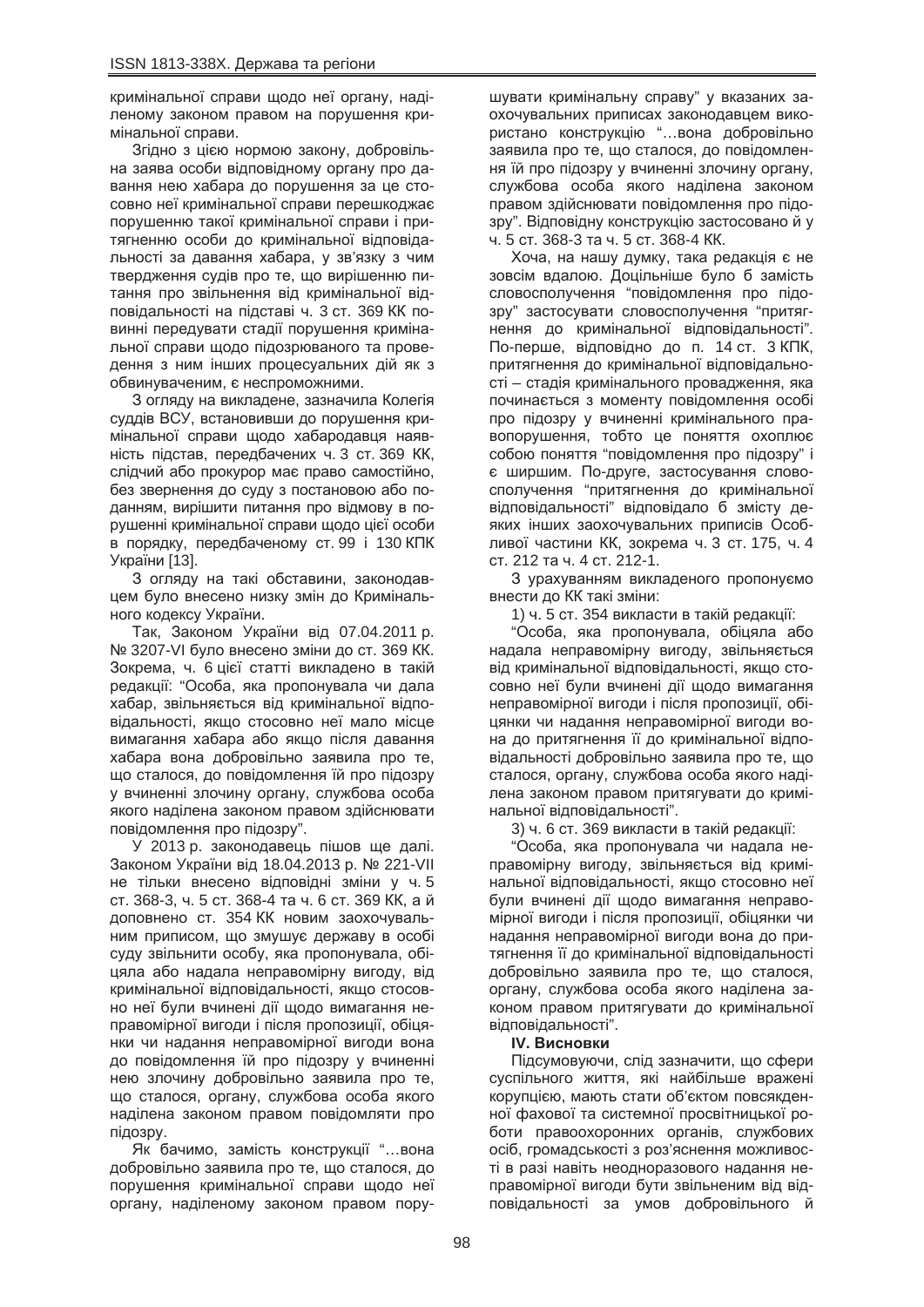кримінальної справи щодо неї органу, наділеному законом правом на порушення кримінальної справи.

Згідно з цією нормою закону, добровільна заява особи відповідному органу про давання нею хабара до порушення за це стосовно неї кримінальної справи перешкоджає порушенню такої кримінальної справи і притягненню особи до кримінальної відповідальності за давання хабара, у зв'язку з чим твердження судів про те, що вирішенню питання про звільнення від кримінальної відповідальності на підставі ч. 3 ст. 369 КК повинні передувати стадії порушення кримінальної справи щодо підозрюваного та проведення з ним інших процесуальних дій як з обвинуваченим, є неспроможними.

З огляду на викладене, зазначила Колегія суддів ВСУ, встановивши до порушення кримінальної справи щодо хабародавця наявність підстав, передбачених ч. 3 ст. 369 КК, слідчий або прокурор має право самостійно, без звернення до суду з постановою або поданням, вирішити питання про відмову в порушенні кримінальної справи щодо цієї особи в порядку, передбаченому ст. 99 і 130 КПК України [13].

З огляду на такі обставини, законодавцем було внесено низку змін до Кримінального кодексу України.

Так, Законом України від 07.04.2011 р. № 3207-VI було внесено зміни до ст. 369 КК. Зокрема, ч. 6 цієї статті викладено в такій редакції: "Особа, яка пропонувала чи дала хабар, звільняється від кримінальної відповідальності, якщо стосовно неї мало місце вимагання хабара або якщо після давання хабара вона добровільно заявила про те, що сталося, до повідомлення їй про підозру у вчиненні злочину органу, службова особа якого наділена законом правом здійснювати повідомлення про підозру".

У 2013 р. законодавець пішов ще далі. Законом України від 18.04.2013 р. № 221-VII не тільки внесено відповідні зміни у ч. 5 ст. 368-3, ч. 5 ст. 368-4 та ч. 6 ст. 369 КК, а й доповнено ст. 354 КК новим заохочувальним приписом, що змушує державу в особі суду звільнити особу, яка пропонувала, обіцяла або надала неправомірну вигоду, від кримінальної відповідальності, якщо стосовно неї були вчинені дії щодо вимагання неправомірної вигоди і після пропозиції, обіцянки чи надання неправомірної вигоди вона до повідомлення їй про підозру у вчиненні нею злочину добровільно заявила про те, що сталося, органу, службова особа якого наділена законом правом повідомляти про підозру.

Як бачимо, замість конструкції "…вона добровільно заявила про те, що сталося, до порушення кримінальної справи щодо неї органу, наділеному законом правом порушувати кримінальну справу" у вказаних заохочувальних приписах законодавцем використано конструкцію "…вона добровільно заявила про те, що сталося, до повідомлення їй про підозру у вчиненні злочину органу, службова особа якого наділена законом правом здійснювати повідомлення про підозру". Відповідну конструкцію застосовано й у ч. 5 ст. 368-3 та ч. 5 ст. 368-4 КК.

Хоча, на нашу думку, така редакція є не зовсім вдалою. Доцільніше було б замість словосполучення "повідомлення про підозру" застосувати словосполучення "притягнення до кримінальної відповідальності". По-перше, відповідно до п. 14 ст. 3 КПК, притягнення до кримінальної відповідальності – стадія кримінального провадження, яка починається з моменту повідомлення особі про підозру у вчиненні кримінального правопорушення, тобто це поняття охоплює собою поняття "повідомлення про підозру" і є ширшим. По-друге, застосування словосполучення "притягнення до кримінальної відповідальності" відповідало б змісту деяких інших заохочувальних приписів Особливої частини КК, зокрема ч. 3 ст. 175, ч. 4 ст. 212 та ч. 4 ст. 212-1.

З урахуванням викладеного пропонуємо внести до КК такі зміни:

1) ч. 5 ст. 354 викласти в такій редакції:

"Особа, яка пропонувала, обіцяла або надала неправомірну вигоду, звільняється від кримінальної відповідальності, якщо стосовно неї були вчинені дії щодо вимагання неправомірної вигоди і після пропозиції, обіцянки чи надання неправомірної вигоди вона до притягнення її до кримінальної відповідальності добровільно заявила про те, що сталося, органу, службова особа якого наділена законом правом притягувати до кримінальної відповідальності".

3) ч. 6 ст. 369 викласти в такій редакції:

"Особа, яка пропонувала чи надала неправомірну вигоду, звільняється від кримінальної відповідальності, якщо стосовно неї були вчинені дії щодо вимагання неправомірної вигоди і після пропозиції, обіцянки чи надання неправомірної вигоди вона до притягнення її до кримінальної відповідальності добровільно заявила про те, що сталося, органу, службова особа якого наділена законом правом притягувати до кримінальної відповідальності".

## IV. Висновки

Підсумовуючи, слід зазначити, що сфери суспільного життя, які найбільше вражені корупцією, мають стати об'єктом повсякденної фахової та системної просвітницької роботи правоохоронних органів, службових осіб, громадськості з роз'яснення можливості в разі навіть неодноразового надання неправомірної вигоди бути звільненим від відповідальності за умов добровільного й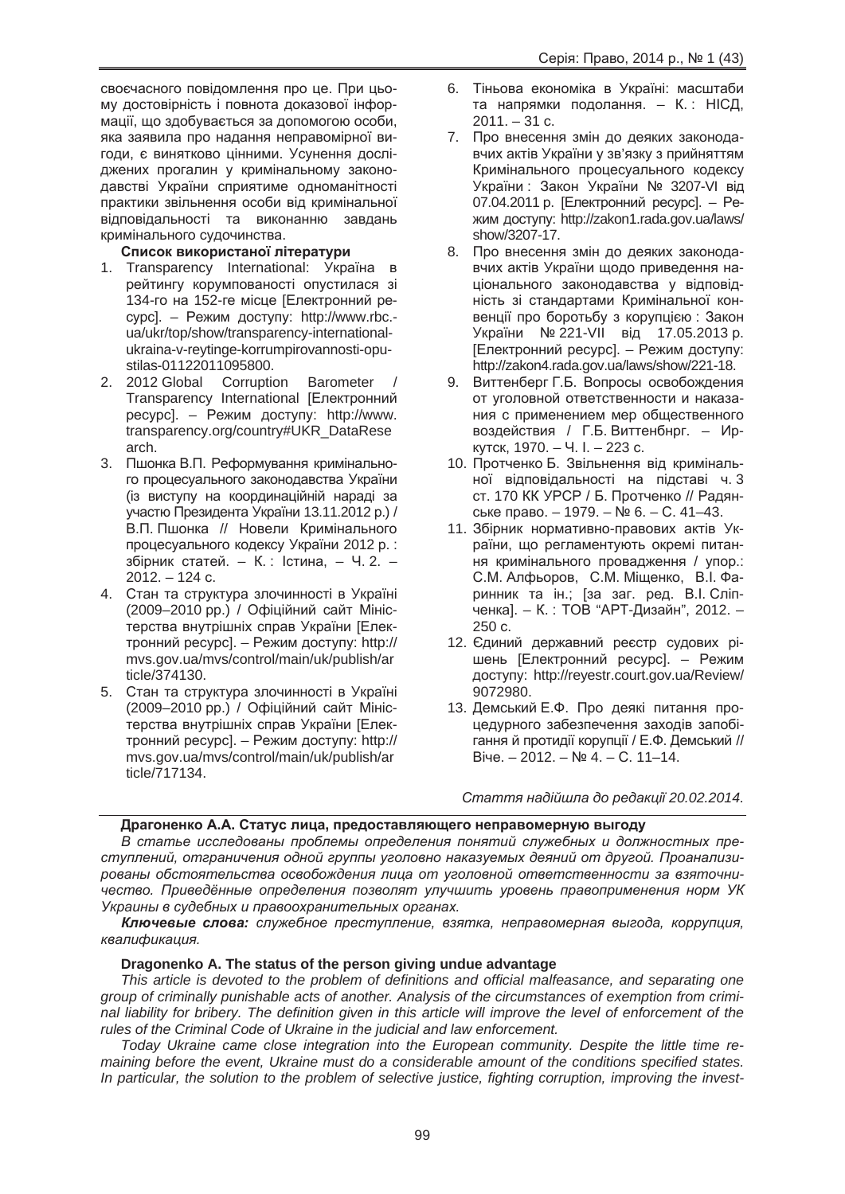своєчасного повідомлення про це. При цьому достовірність і повнота доказової інформації, що здобувається за допомогою особи, яка заявила про надання неправомірної вигоди, є винятково цінними. Усунення досліджених прогалин у кримінальному законодавстві України сприятиме одноманітності практики звільнення особи від кримінальної відповідальності та виконанню завдань кримінального судочинства.

**Список використаної літератури**

1. Transparency International: Україна в рейтингу корумпованості опустилася зі 134-го на 152-ге місце [Електронний ресурс]. – Режим доступу: http://www.rbc.-ua/ukr/top/show/transparency-international-ukraina-v-reytinge-korrumpirovannosti-opustilas-01122011095800.
2. 2012 Global Corruption Barometer / Transparency International [Електронний ресурс]. – Режим доступу: http://www.transparency.org/country#UKR_DataResearch.
3. Пшонка В.П. Реформування кримінального процесуального законодавства України (із виступу на координаційній нараді за участю Президента України 13.11.2012 р.) / В.П. Пшонка // Новели Кримінального процесуального кодексу України 2012 р. : збірник статей. – К. : Істина, – Ч. 2. – 2012. – 124 с.
4. Стан та структура злочинності в Україні (2009–2010 рр.) / Офіційний сайт Міністерства внутрішніх справ України [Електронний ресурс]. – Режим доступу: http://mvs.gov.ua/mvs/control/main/uk/publish/article/374130.
5. Стан та структура злочинності в Україні (2009–2010 рр.) / Офіційний сайт Міністерства внутрішніх справ України [Електронний ресурс]. – Режим доступу: http://mvs.gov.ua/mvs/control/main/uk/publish/article/717134.
6. Тіньова економіка в Україні: масштаби та напрямки подолання. – К. : НІСД, 2011. – 31 с.
7. Про внесення змін до деяких законодавчих актів України у зв'язку з прийняттям Кримінального процесуального кодексу України : Закон України № 3207-VI від 07.04.2011 р. [Електронний ресурс]. – Режим доступу: http://zakon1.rada.gov.ua/laws/show/3207-17.
8. Про внесення змін до деяких законодавчих актів України щодо приведення національного законодавства у відповідність зі стандартами Кримінальної конвенції про боротьбу з корупцією : Закон України № 221-VII від 17.05.2013 р. [Електронний ресурс]. – Режим доступу: http://zakon4.rada.gov.ua/laws/show/221-18.
9. Виттенберг Г.Б. Вопросы освобождения от уголовной ответственности и наказания с применением мер общественного воздействия / Г.Б. Виттенбнрг. – Иркутск, 1970. – Ч. І. – 223 с.
10. Протченко Б. Звільнення від кримінальної відповідальності на підставі ч. 3 ст. 170 КК УРСР / Б. Протченко // Радянське право. – 1979. – № 6. – С. 41–43.
11. Збірник нормативно-правових актів України, що регламентують окремі питання кримінального провадження / упор.: С.М. Алфьоров, С.М. Міщенко, В.І. Фаринник та ін.; [за заг. ред. В.І. Сліпченка]. – К. : ТОВ "АРТ-Дизайн", 2012. – 250 с.
12. Єдиний державний реєстр судових рішень [Електронний ресурс]. – Режим доступу: http://reyestr.court.gov.ua/Review/9072980.
13. Демський Е.Ф. Про деякі питання процедурного забезпечення заходів запобігання й протидії корупції / Е.Ф. Демський // Віче. – 2012. – № 4. – С. 11–14.

*Стаття надійшла до редакції 20.02.2014.*

---

**Драгоненко А.А. Статус лица, предоставляющего неправомерную выгоду**

*В статье исследованы проблемы определения понятий служебных и должностных преступлений, отграничения одной группы уголовно наказуемых деяний от другой. Проанализированы обстоятельства освобождения лица от уголовной ответственности за взяточничество. Приведённые определения позволят улучшить уровень правоприменения норм УК Украины в судебных и правоохранительных органах.*

***Ключевые слова:*** *служебное преступление, взятка, неправомерная выгода, коррупция, квалификация.*

**Dragonenko A. The status of the person giving undue advantage**

*This article is devoted to the problem of definitions and official malfeasance, and separating one group of criminally punishable acts of another. Analysis of the circumstances of exemption from criminal liability for bribery. The definition given in this article will improve the level of enforcement of the rules of the Criminal Code of Ukraine in the judicial and law enforcement.*

*Today Ukraine came close integration into the European community. Despite the little time remaining before the event, Ukraine must do a considerable amount of the conditions specified states. In particular, the solution to the problem of selective justice, fighting corruption, improving the invest-*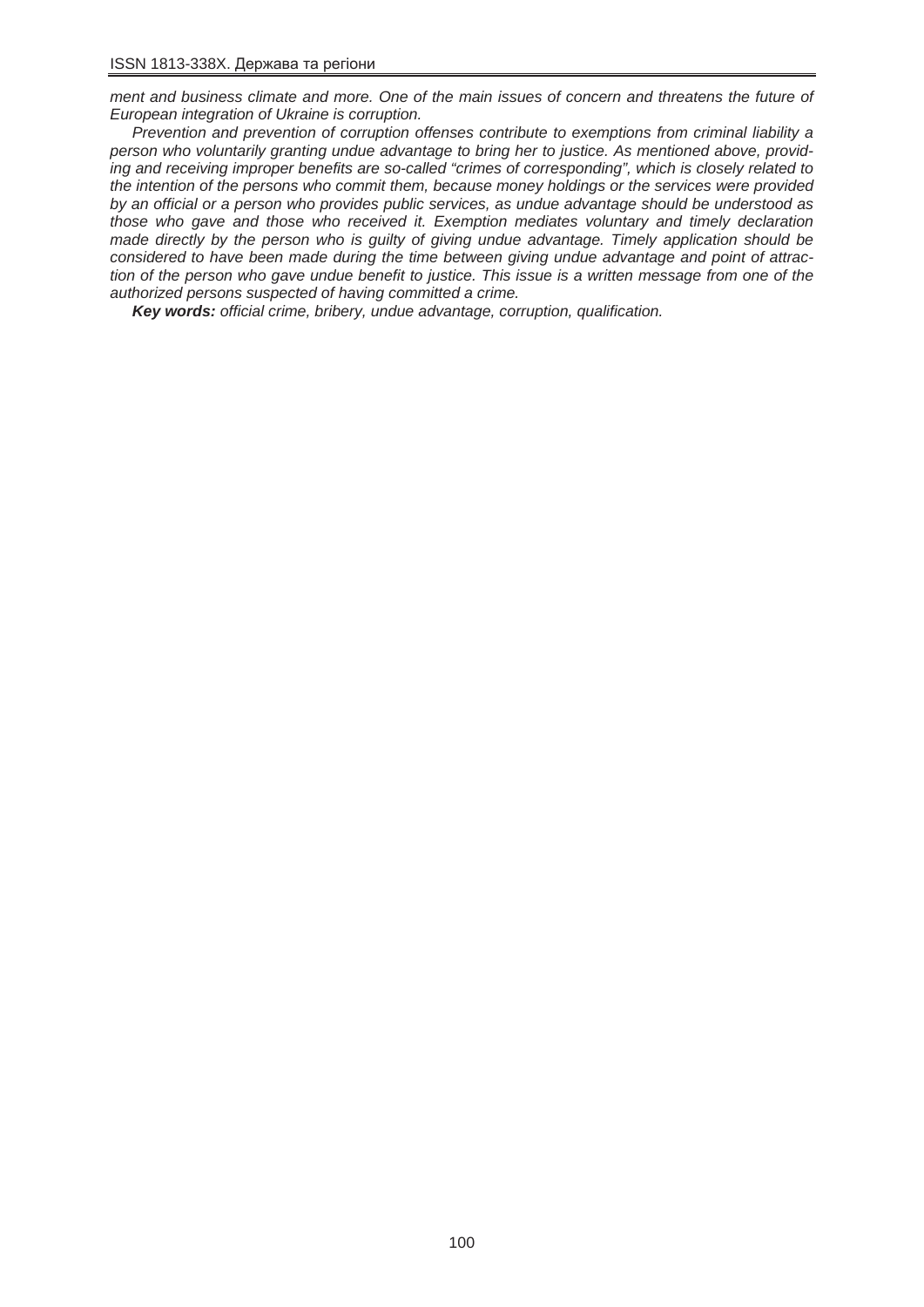*ment and business climate and more. One of the main issues of concern and threatens the future of European integration of Ukraine is corruption.*

*Prevention and prevention of corruption offenses contribute to exemptions from criminal liability a person who voluntarily granting undue advantage to bring her to justice. As mentioned above, providing and receiving improper benefits are so-called "crimes of corresponding", which is closely related to the intention of the persons who commit them, because money holdings or the services were provided by an official or a person who provides public services, as undue advantage should be understood as those who gave and those who received it. Exemption mediates voluntary and timely declaration made directly by the person who is guilty of giving undue advantage. Timely application should be considered to have been made during the time between giving undue advantage and point of attraction of the person who gave undue benefit to justice. This issue is a written message from one of the authorized persons suspected of having committed a crime.*

***Key words:*** *official crime, bribery, undue advantage, corruption, qualification.*